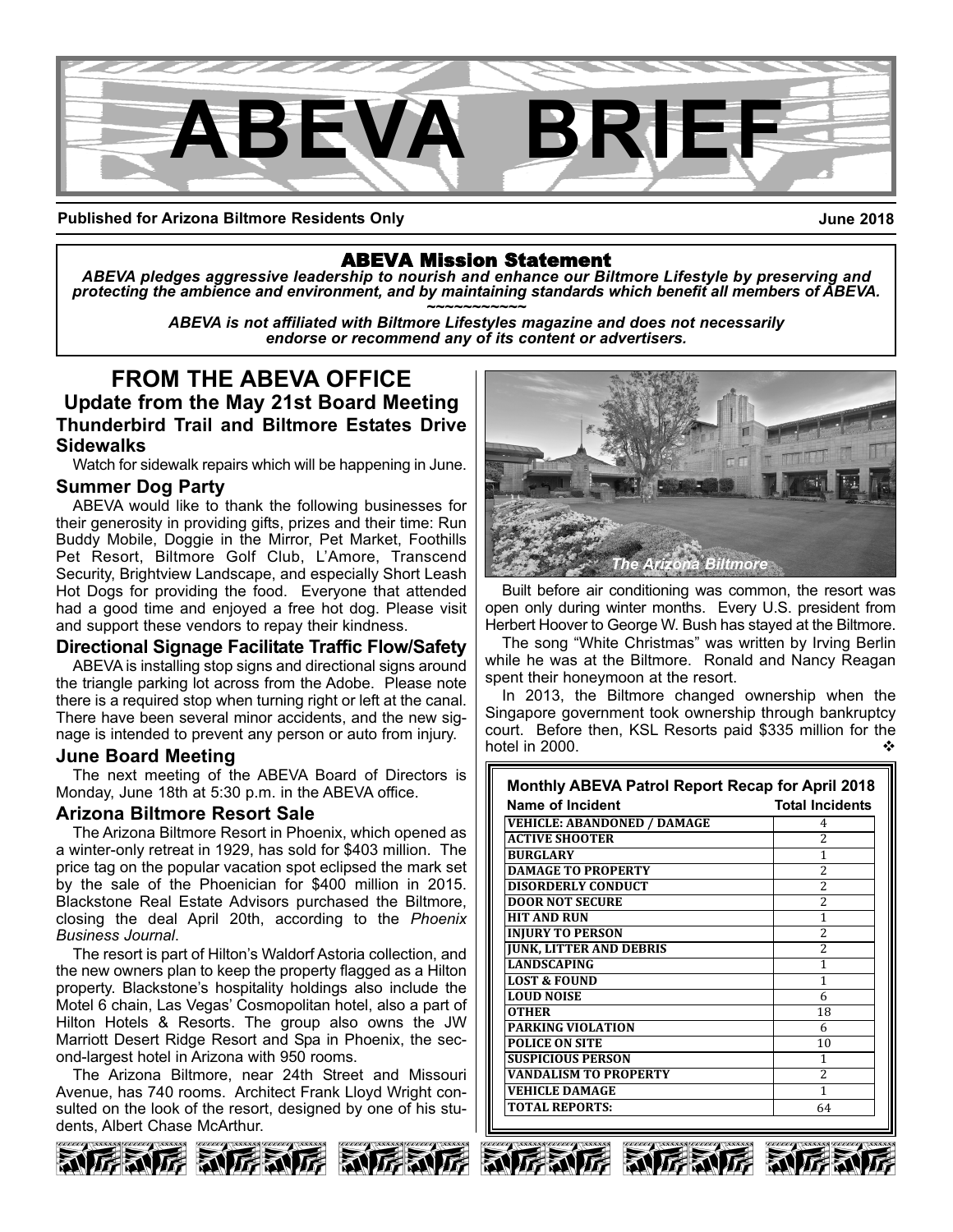# ABEVA BRIEF

**Published for Arizona Biltmore Residents Only** **June 2018**

**ABEVA Mission Statement**

***ABEVA pledges aggressive leadership to nourish and enhance our Biltmore Lifestyle by preserving and protecting the ambience and environment, and by maintaining standards which benefit all members of ABEVA.***

~~~~~~~~~~~~

***ABEVA is not affiliated with Biltmore Lifestyles magazine and does not necessarily endorse or recommend any of its content or advertisers.***

## FROM THE ABEVA OFFICE

### Update from the May 21st Board Meeting

### Thunderbird Trail and Biltmore Estates Drive Sidewalks

Watch for sidewalk repairs which will be happening in June.

### Summer Dog Party

ABEVA would like to thank the following businesses for their generosity in providing gifts, prizes and their time: Run Buddy Mobile, Doggie in the Mirror, Pet Market, Foothills Pet Resort, Biltmore Golf Club, L'Amore, Transcend Security, Brightview Landscape, and especially Short Leash Hot Dogs for providing the food. Everyone that attended had a good time and enjoyed a free hot dog. Please visit and support these vendors to repay their kindness.

### Directional Signage Facilitate Traffic Flow/Safety

ABEVA is installing stop signs and directional signs around the triangle parking lot across from the Adobe. Please note there is a required stop when turning right or left at the canal. There have been several minor accidents, and the new signage is intended to prevent any person or auto from injury.

### June Board Meeting

The next meeting of the ABEVA Board of Directors is Monday, June 18th at 5:30 p.m. in the ABEVA office.

### Arizona Biltmore Resort Sale

The Arizona Biltmore Resort in Phoenix, which opened as a winter-only retreat in 1929, has sold for $403 million. The price tag on the popular vacation spot eclipsed the mark set by the sale of the Phoenician for $400 million in 2015. Blackstone Real Estate Advisors purchased the Biltmore, closing the deal April 20th, according to the *Phoenix Business Journal*.

The resort is part of Hilton's Waldorf Astoria collection, and the new owners plan to keep the property flagged as a Hilton property. Blackstone's hospitality holdings also include the Motel 6 chain, Las Vegas' Cosmopolitan hotel, also a part of Hilton Hotels & Resorts. The group also owns the JW Marriott Desert Ridge Resort and Spa in Phoenix, the second-largest hotel in Arizona with 950 rooms.

The Arizona Biltmore, near 24th Street and Missouri Avenue, has 740 rooms. Architect Frank Lloyd Wright consulted on the look of the resort, designed by one of his students, Albert Chase McArthur.

*The Arizona Biltmore*

Built before air conditioning was common, the resort was open only during winter months. Every U.S. president from Herbert Hoover to George W. Bush has stayed at the Biltmore.

The song "White Christmas" was written by Irving Berlin while he was at the Biltmore. Ronald and Nancy Reagan spent their honeymoon at the resort.

In 2013, the Biltmore changed ownership when the Singapore government took ownership through bankruptcy court. Before then, KSL Resorts paid $335 million for the hotel in 2000. ❖

**Monthly ABEVA Patrol Report Recap for April 2018**

| Name of Incident | Total Incidents |
|---|---|
| VEHICLE: ABANDONED / DAMAGE | 4 |
| ACTIVE SHOOTER | 2 |
| BURGLARY | 1 |
| DAMAGE TO PROPERTY | 2 |
| DISORDERLY CONDUCT | 2 |
| DOOR NOT SECURE | 2 |
| HIT AND RUN | 1 |
| INJURY TO PERSON | 2 |
| JUNK, LITTER AND DEBRIS | 2 |
| LANDSCAPING | 1 |
| LOST & FOUND | 1 |
| LOUD NOISE | 6 |
| OTHER | 18 |
| PARKING VIOLATION | 6 |
| POLICE ON SITE | 10 |
| SUSPICIOUS PERSON | 1 |
| VANDALISM TO PROPERTY | 2 |
| VEHICLE DAMAGE | 1 |
| TOTAL REPORTS: | 64 |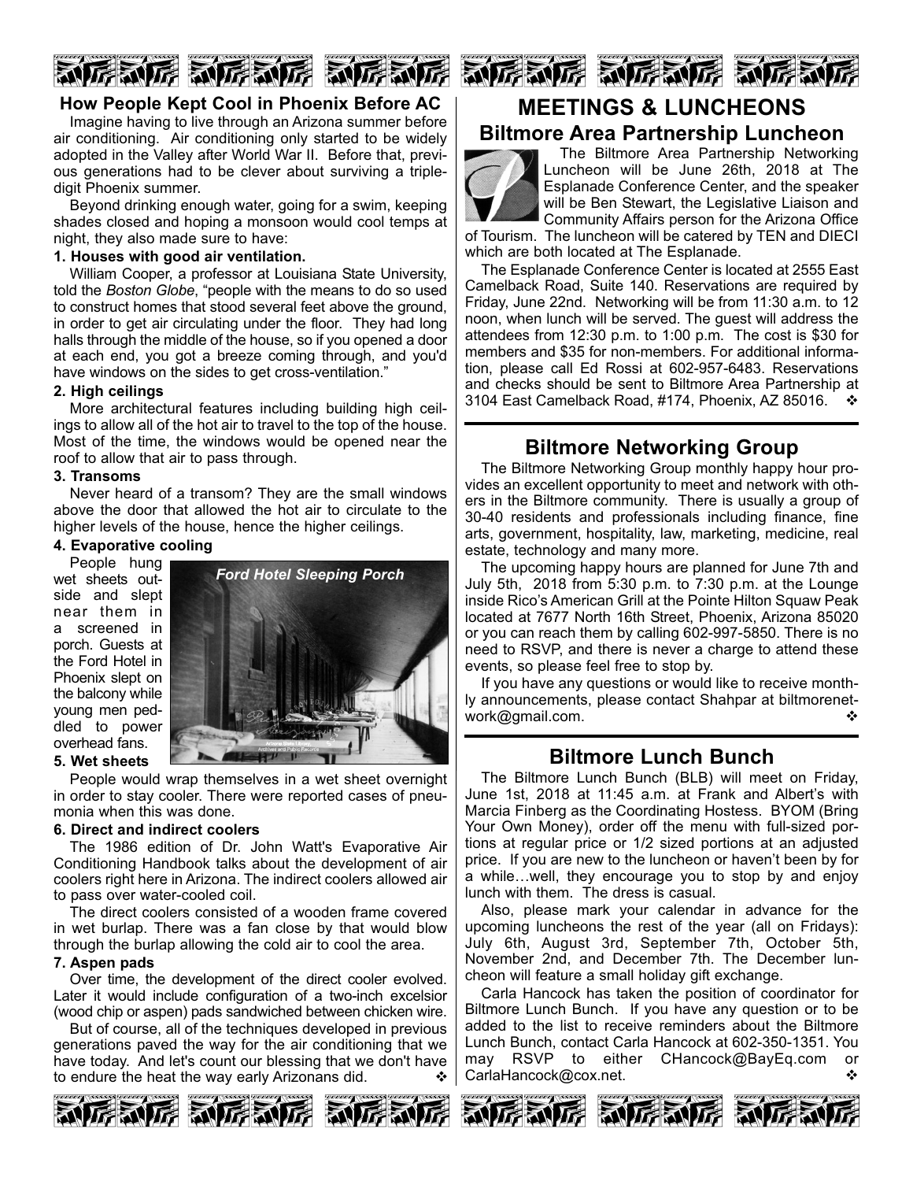## How People Kept Cool in Phoenix Before AC

Imagine having to live through an Arizona summer before air conditioning. Air conditioning only started to be widely adopted in the Valley after World War II. Before that, previous generations had to be clever about surviving a triple-digit Phoenix summer.

Beyond drinking enough water, going for a swim, keeping shades closed and hoping a monsoon would cool temps at night, they also made sure to have:

**1. Houses with good air ventilation.**

William Cooper, a professor at Louisiana State University, told the *Boston Globe*, "people with the means to do so used to construct homes that stood several feet above the ground, in order to get air circulating under the floor. They had long halls through the middle of the house, so if you opened a door at each end, you got a breeze coming through, and you'd have windows on the sides to get cross-ventilation."

**2. High ceilings**

More architectural features including building high ceilings to allow all of the hot air to travel to the top of the house. Most of the time, the windows would be opened near the roof to allow that air to pass through.

**3. Transoms**

Never heard of a transom? They are the small windows above the door that allowed the hot air to circulate to the higher levels of the house, hence the higher ceilings.

**4. Evaporative cooling**

People hung wet sheets outside and slept near them in a screened in porch. Guests at the Ford Hotel in Phoenix slept on the balcony while young men peddled to power overhead fans.

*Ford Hotel Sleeping Porch*

**5. Wet sheets**

People would wrap themselves in a wet sheet overnight in order to stay cooler. There were reported cases of pneumonia when this was done.

**6. Direct and indirect coolers**

The 1986 edition of Dr. John Watt's Evaporative Air Conditioning Handbook talks about the development of air coolers right here in Arizona. The indirect coolers allowed air to pass over water-cooled coil.

The direct coolers consisted of a wooden frame covered in wet burlap. There was a fan close by that would blow through the burlap allowing the cold air to cool the area.

**7. Aspen pads**

Over time, the development of the direct cooler evolved. Later it would include configuration of a two-inch excelsior (wood chip or aspen) pads sandwiched between chicken wire.

But of course, all of the techniques developed in previous generations paved the way for the air conditioning that we have today. And let's count our blessing that we don't have to endure the heat the way early Arizonans did. ❖

# MEETINGS & LUNCHEONS

## Biltmore Area Partnership Luncheon

The Biltmore Area Partnership Networking Luncheon will be June 26th, 2018 at The Esplanade Conference Center, and the speaker will be Ben Stewart, the Legislative Liaison and Community Affairs person for the Arizona Office of Tourism. The luncheon will be catered by TEN and DIECI which are both located at The Esplanade.

The Esplanade Conference Center is located at 2555 East Camelback Road, Suite 140. Reservations are required by Friday, June 22nd. Networking will be from 11:30 a.m. to 12 noon, when lunch will be served. The guest will address the attendees from 12:30 p.m. to 1:00 p.m. The cost is $30 for members and $35 for non-members. For additional information, please call Ed Rossi at 602-957-6483. Reservations and checks should be sent to Biltmore Area Partnership at 3104 East Camelback Road, #174, Phoenix, AZ 85016. ❖

## Biltmore Networking Group

The Biltmore Networking Group monthly happy hour provides an excellent opportunity to meet and network with others in the Biltmore community. There is usually a group of 30-40 residents and professionals including finance, fine arts, government, hospitality, law, marketing, medicine, real estate, technology and many more.

The upcoming happy hours are planned for June 7th and July 5th, 2018 from 5:30 p.m. to 7:30 p.m. at the Lounge inside Rico's American Grill at the Pointe Hilton Squaw Peak located at 7677 North 16th Street, Phoenix, Arizona 85020 or you can reach them by calling 602-997-5850. There is no need to RSVP, and there is never a charge to attend these events, so please feel free to stop by.

If you have any questions or would like to receive monthly announcements, please contact Shahpar at biltmorenetwork@gmail.com. ❖

## Biltmore Lunch Bunch

The Biltmore Lunch Bunch (BLB) will meet on Friday, June 1st, 2018 at 11:45 a.m. at Frank and Albert's with Marcia Finberg as the Coordinating Hostess. BYOM (Bring Your Own Money), order off the menu with full-sized portions at regular price or 1/2 sized portions at an adjusted price. If you are new to the luncheon or haven't been by for a while…well, they encourage you to stop by and enjoy lunch with them. The dress is casual.

Also, please mark your calendar in advance for the upcoming luncheons the rest of the year (all on Fridays): July 6th, August 3rd, September 7th, October 5th, November 2nd, and December 7th. The December luncheon will feature a small holiday gift exchange.

Carla Hancock has taken the position of coordinator for Biltmore Lunch Bunch. If you have any question or to be added to the list to receive reminders about the Biltmore Lunch Bunch, contact Carla Hancock at 602-350-1351. You may RSVP to either CHancock@BayEq.com or CarlaHancock@cox.net. ❖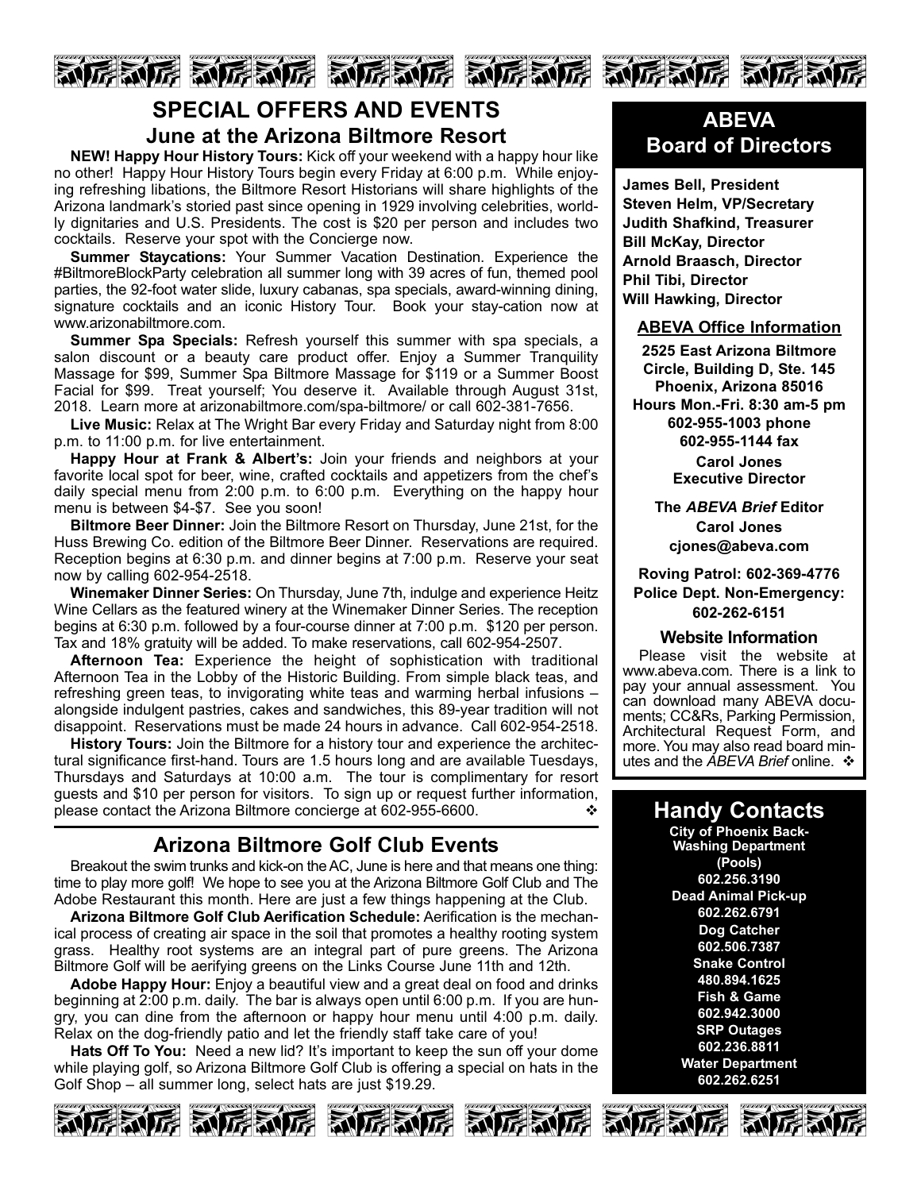# SPECIAL OFFERS AND EVENTS

## June at the Arizona Biltmore Resort

**NEW! Happy Hour History Tours:** Kick off your weekend with a happy hour like no other! Happy Hour History Tours begin every Friday at 6:00 p.m. While enjoying refreshing libations, the Biltmore Resort Historians will share highlights of the Arizona landmark's storied past since opening in 1929 involving celebrities, worldly dignitaries and U.S. Presidents. The cost is $20 per person and includes two cocktails. Reserve your spot with the Concierge now.

**Summer Staycations:** Your Summer Vacation Destination. Experience the #BiltmoreBlockParty celebration all summer long with 39 acres of fun, themed pool parties, the 92-foot water slide, luxury cabanas, spa specials, award-winning dining, signature cocktails and an iconic History Tour. Book your stay-cation now at www.arizonabiltmore.com.

**Summer Spa Specials:** Refresh yourself this summer with spa specials, a salon discount or a beauty care product offer. Enjoy a Summer Tranquility Massage for $99, Summer Spa Biltmore Massage for $119 or a Summer Boost Facial for $99. Treat yourself; You deserve it. Available through August 31st, 2018. Learn more at arizonabiltmore.com/spa-biltmore/ or call 602-381-7656.

**Live Music:** Relax at The Wright Bar every Friday and Saturday night from 8:00 p.m. to 11:00 p.m. for live entertainment.

**Happy Hour at Frank & Albert's:** Join your friends and neighbors at your favorite local spot for beer, wine, crafted cocktails and appetizers from the chef's daily special menu from 2:00 p.m. to 6:00 p.m. Everything on the happy hour menu is between $4-$7. See you soon!

**Biltmore Beer Dinner:** Join the Biltmore Resort on Thursday, June 21st, for the Huss Brewing Co. edition of the Biltmore Beer Dinner. Reservations are required. Reception begins at 6:30 p.m. and dinner begins at 7:00 p.m. Reserve your seat now by calling 602-954-2518.

**Winemaker Dinner Series:** On Thursday, June 7th, indulge and experience Heitz Wine Cellars as the featured winery at the Winemaker Dinner Series. The reception begins at 6:30 p.m. followed by a four-course dinner at 7:00 p.m. $120 per person. Tax and 18% gratuity will be added. To make reservations, call 602-954-2507.

**Afternoon Tea:** Experience the height of sophistication with traditional Afternoon Tea in the Lobby of the Historic Building. From simple black teas, and refreshing green teas, to invigorating white teas and warming herbal infusions – alongside indulgent pastries, cakes and sandwiches, this 89-year tradition will not disappoint. Reservations must be made 24 hours in advance. Call 602-954-2518.

**History Tours:** Join the Biltmore for a history tour and experience the architectural significance first-hand. Tours are 1.5 hours long and are available Tuesdays, Thursdays and Saturdays at 10:00 a.m. The tour is complimentary for resort guests and $10 per person for visitors. To sign up or request further information, please contact the Arizona Biltmore concierge at 602-955-6600. ❖

## Arizona Biltmore Golf Club Events

Breakout the swim trunks and kick-on the AC, June is here and that means one thing: time to play more golf! We hope to see you at the Arizona Biltmore Golf Club and The Adobe Restaurant this month. Here are just a few things happening at the Club.

**Arizona Biltmore Golf Club Aerification Schedule:** Aerification is the mechanical process of creating air space in the soil that promotes a healthy rooting system grass. Healthy root systems are an integral part of pure greens. The Arizona Biltmore Golf will be aerifying greens on the Links Course June 11th and 12th.

**Adobe Happy Hour:** Enjoy a beautiful view and a great deal on food and drinks beginning at 2:00 p.m. daily. The bar is always open until 6:00 p.m. If you are hungry, you can dine from the afternoon or happy hour menu until 4:00 p.m. daily. Relax on the dog-friendly patio and let the friendly staff take care of you!

**Hats Off To You:** Need a new lid? It's important to keep the sun off your dome while playing golf, so Arizona Biltmore Golf Club is offering a special on hats in the Golf Shop – all summer long, select hats are just $19.29.

## ABEVA Board of Directors

**James Bell, President**
**Steven Helm, VP/Secretary**
**Judith Shafkind, Treasurer**
**Bill McKay, Director**
**Arnold Braasch, Director**
**Phil Tibi, Director**
**Will Hawking, Director**

### ABEVA Office Information

**2525 East Arizona Biltmore Circle, Building D, Ste. 145**
**Phoenix, Arizona 85016**
**Hours Mon.-Fri. 8:30 am-5 pm**
**602-955-1003 phone**
**602-955-1144 fax**

**Carol Jones**
**Executive Director**

**The *ABEVA Brief* Editor**
**Carol Jones**
**cjones@abeva.com**

**Roving Patrol: 602-369-4776**
**Police Dept. Non-Emergency: 602-262-6151**

### Website Information

Please visit the website at www.abeva.com. There is a link to pay your annual assessment. You can download many ABEVA documents; CC&Rs, Parking Permission, Architectural Request Form, and more. You may also read board minutes and the *ABEVA Brief* online. ❖

## Handy Contacts

**City of Phoenix Back-Washing Department (Pools)**
**602.256.3190**
**Dead Animal Pick-up**
**602.262.6791**
**Dog Catcher**
**602.506.7387**
**Snake Control**
**480.894.1625**
**Fish & Game**
**602.942.3000**
**SRP Outages**
**602.236.8811**
**Water Department**
**602.262.6251**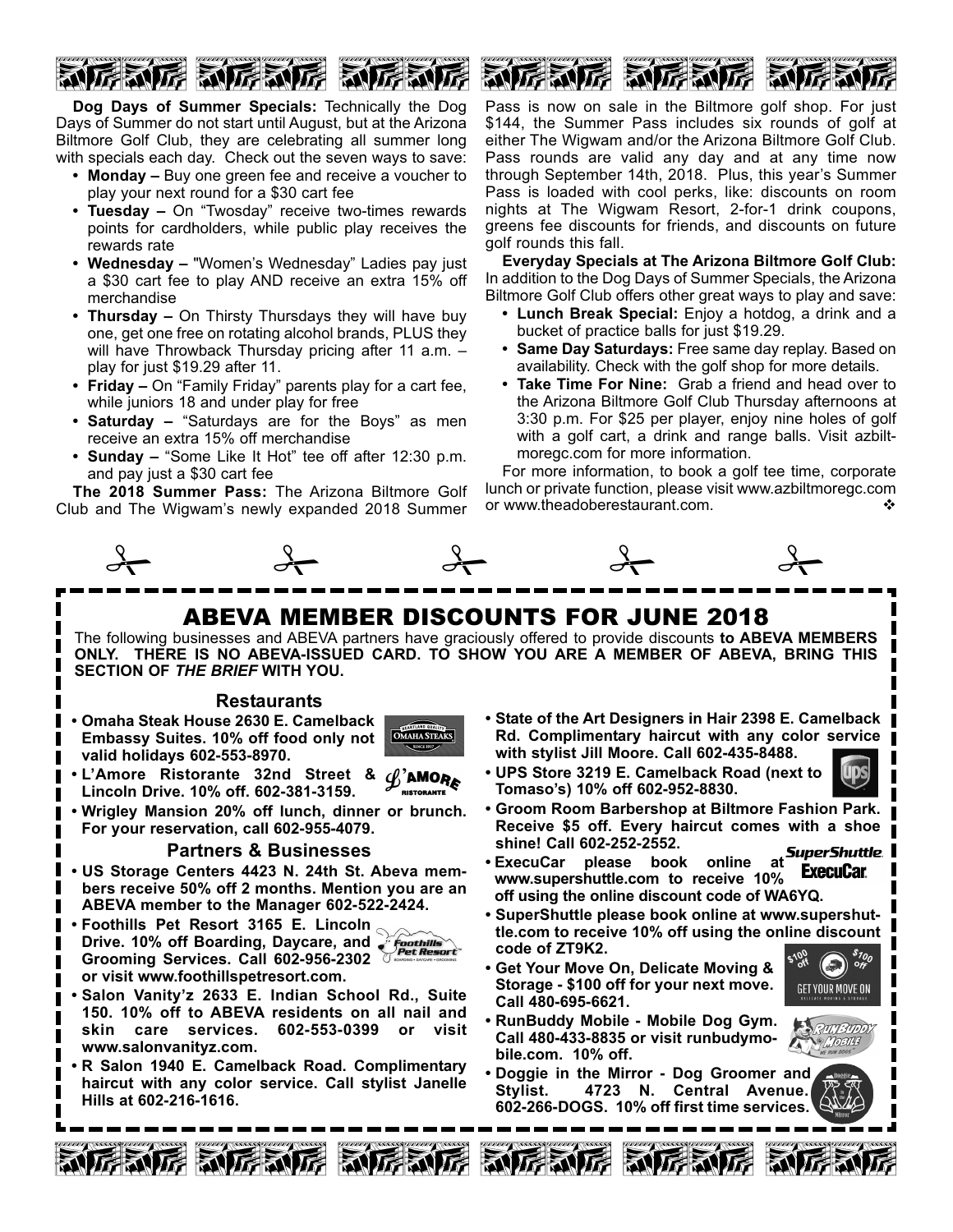**Dog Days of Summer Specials:** Technically the Dog Days of Summer do not start until August, but at the Arizona Biltmore Golf Club, they are celebrating all summer long with specials each day. Check out the seven ways to save:

- **Monday –** Buy one green fee and receive a voucher to play your next round for a $30 cart fee
- **Tuesday –** On "Twosday" receive two-times rewards points for cardholders, while public play receives the rewards rate
- **Wednesday –** "Women's Wednesday" Ladies pay just a $30 cart fee to play AND receive an extra 15% off merchandise
- **Thursday –** On Thirsty Thursdays they will have buy one, get one free on rotating alcohol brands, PLUS they will have Throwback Thursday pricing after 11 a.m. – play for just $19.29 after 11.
- **Friday –** On "Family Friday" parents play for a cart fee, while juniors 18 and under play for free
- **Saturday –** "Saturdays are for the Boys" as men receive an extra 15% off merchandise
- **Sunday –** "Some Like It Hot" tee off after 12:30 p.m. and pay just a $30 cart fee

**The 2018 Summer Pass:** The Arizona Biltmore Golf Club and The Wigwam's newly expanded 2018 Summer Pass is now on sale in the Biltmore golf shop. For just $144, the Summer Pass includes six rounds of golf at either The Wigwam and/or the Arizona Biltmore Golf Club. Pass rounds are valid any day and at any time now through September 14th, 2018. Plus, this year's Summer Pass is loaded with cool perks, like: discounts on room nights at The Wigwam Resort, 2-for-1 drink coupons, greens fee discounts for friends, and discounts on future golf rounds this fall.

**Everyday Specials at The Arizona Biltmore Golf Club:** In addition to the Dog Days of Summer Specials, the Arizona Biltmore Golf Club offers other great ways to play and save:

- **Lunch Break Special:** Enjoy a hotdog, a drink and a bucket of practice balls for just $19.29.
- **Same Day Saturdays:** Free same day replay. Based on availability. Check with the golf shop for more details.
- **Take Time For Nine:** Grab a friend and head over to the Arizona Biltmore Golf Club Thursday afternoons at 3:30 p.m. For $25 per player, enjoy nine holes of golf with a golf cart, a drink and range balls. Visit azbiltmoregc.com for more information.

For more information, to book a golf tee time, corporate lunch or private function, please visit www.azbiltmoregc.com or www.theadoberestaurant.com. ❖

## ABEVA MEMBER DISCOUNTS FOR JUNE 2018

The following businesses and ABEVA partners have graciously offered to provide discounts **to ABEVA MEMBERS ONLY. THERE IS NO ABEVA-ISSUED CARD. TO SHOW YOU ARE A MEMBER OF ABEVA, BRING THIS SECTION OF *THE BRIEF* WITH YOU.**

### Restaurants

- **Omaha Steak House 2630 E. Camelback Embassy Suites. 10% off food only not valid holidays 602-553-8970.**
- **L'Amore Ristorante 32nd Street & Lincoln Drive. 10% off. 602-381-3159.**
- **Wrigley Mansion 20% off lunch, dinner or brunch. For your reservation, call 602-955-4079.**

### Partners & Businesses

- **US Storage Centers 4423 N. 24th St. Abeva members receive 50% off 2 months. Mention you are an ABEVA member to the Manager 602-522-2424.**
- **Foothills Pet Resort 3165 E. Lincoln Drive. 10% off Boarding, Daycare, and Grooming Services. Call 602-956-2302 or visit www.foothillspetresort.com.**
- **Salon Vanity'z 2633 E. Indian School Rd., Suite 150. 10% off to ABEVA residents on all nail and skin care services. 602-553-0399 or visit www.salonvanityz.com.**
- **R Salon 1940 E. Camelback Road. Complimentary haircut with any color service. Call stylist Janelle Hills at 602-216-1616.**
- **State of the Art Designers in Hair 2398 E. Camelback Rd. Complimentary haircut with any color service with stylist Jill Moore. Call 602-435-8488.**
- **UPS Store 3219 E. Camelback Road (next to Tomaso's) 10% off 602-952-8830.**
- **Groom Room Barbershop at Biltmore Fashion Park. Receive $5 off. Every haircut comes with a shoe shine! Call 602-252-2552.**
- **ExecuCar please book online at www.supershuttle.com to receive 10% off using the online discount code of WA6YQ.**
- **SuperShuttle please book online at www.supershuttle.com to receive 10% off using the online discount code of ZT9K2.**
- **Get Your Move On, Delicate Moving & Storage - $100 off for your next move. Call 480-695-6621.**
- **RunBuddy Mobile - Mobile Dog Gym. Call 480-433-8835 or visit runbudymobile.com. 10% off.**
- **Doggie in the Mirror - Dog Groomer and Stylist. 4723 N. Central Avenue. 602-266-DOGS. 10% off first time services.**